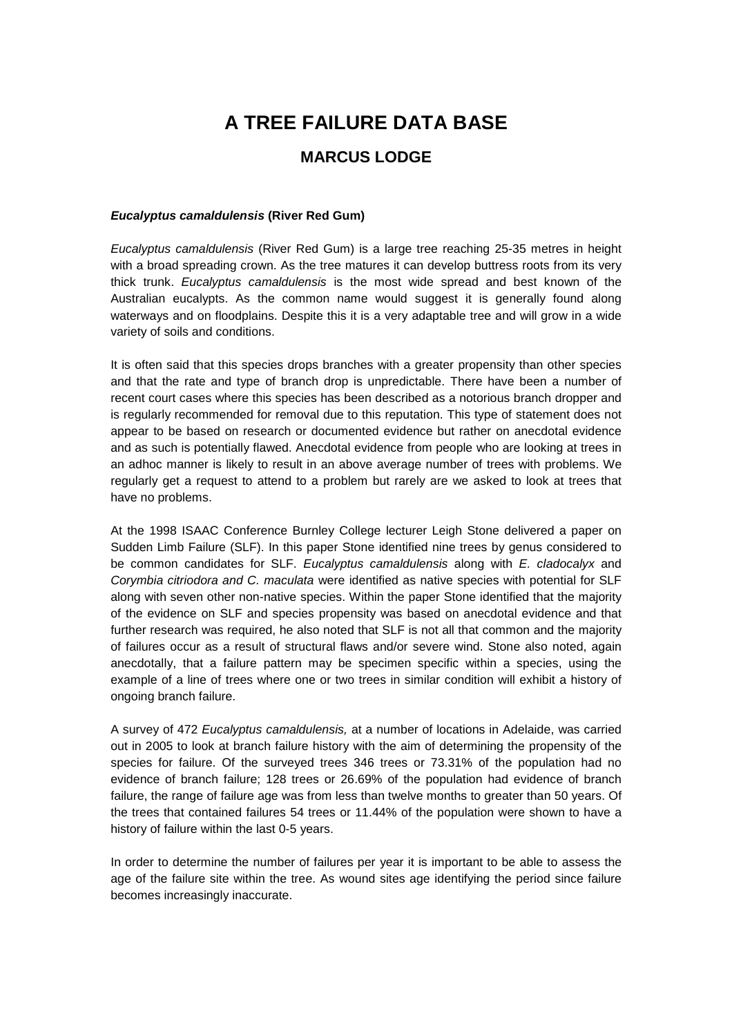# A TREE FAILURE DATA BASE

## MARCUS LODGE

### *Eucalyptus camaldulensis* (River Red Gum)

*Eucalyptus camaldulensis* (River Red Gum) is a large tree reaching 25-35 metres in height with a broad spreading crown. As the tree matures it can develop buttress roots from its very thick trunk. *Eucalyptus camaldulensis* is the most wide spread and best known of the Australian eucalypts. As the common name would suggest it is generally found along waterways and on floodplains. Despite this it is a very adaptable tree and will grow in a wide variety of soils and conditions.

It is often said that this species drops branches with a greater propensity than other species and that the rate and type of branch drop is unpredictable. There have been a number of recent court cases where this species has been described as a notorious branch dropper and is regularly recommended for removal due to this reputation. This type of statement does not appear to be based on research or documented evidence but rather on anecdotal evidence and as such is potentially flawed. Anecdotal evidence from people who are looking at trees in an adhoc manner is likely to result in an above average number of trees with problems. We regularly get a request to attend to a problem but rarely are we asked to look at trees that have no problems.

At the 1998 ISAAC Conference Burnley College lecturer Leigh Stone delivered a paper on Sudden Limb Failure (SLF). In this paper Stone identified nine trees by genus considered to be common candidates for SLF. *Eucalyptus camaldulensis* along with *E. cladocalyx* and *Corymbia citriodora and C. maculata* were identified as native species with potential for SLF along with seven other non-native species. Within the paper Stone identified that the majority of the evidence on SLF and species propensity was based on anecdotal evidence and that further research was required, he also noted that SLF is not all that common and the majority of failures occur as a result of structural flaws and/or severe wind. Stone also noted, again anecdotally, that a failure pattern may be specimen specific within a species, using the example of a line of trees where one or two trees in similar condition will exhibit a history of ongoing branch failure.

A survey of 472 *Eucalyptus camaldulensis,* at a number of locations in Adelaide, was carried out in 2005 to look at branch failure history with the aim of determining the propensity of the species for failure. Of the surveyed trees 346 trees or 73.31% of the population had no evidence of branch failure; 128 trees or 26.69% of the population had evidence of branch failure, the range of failure age was from less than twelve months to greater than 50 years. Of the trees that contained failures 54 trees or 11.44% of the population were shown to have a history of failure within the last 0-5 years.

In order to determine the number of failures per year it is important to be able to assess the age of the failure site within the tree. As wound sites age identifying the period since failure becomes increasingly inaccurate.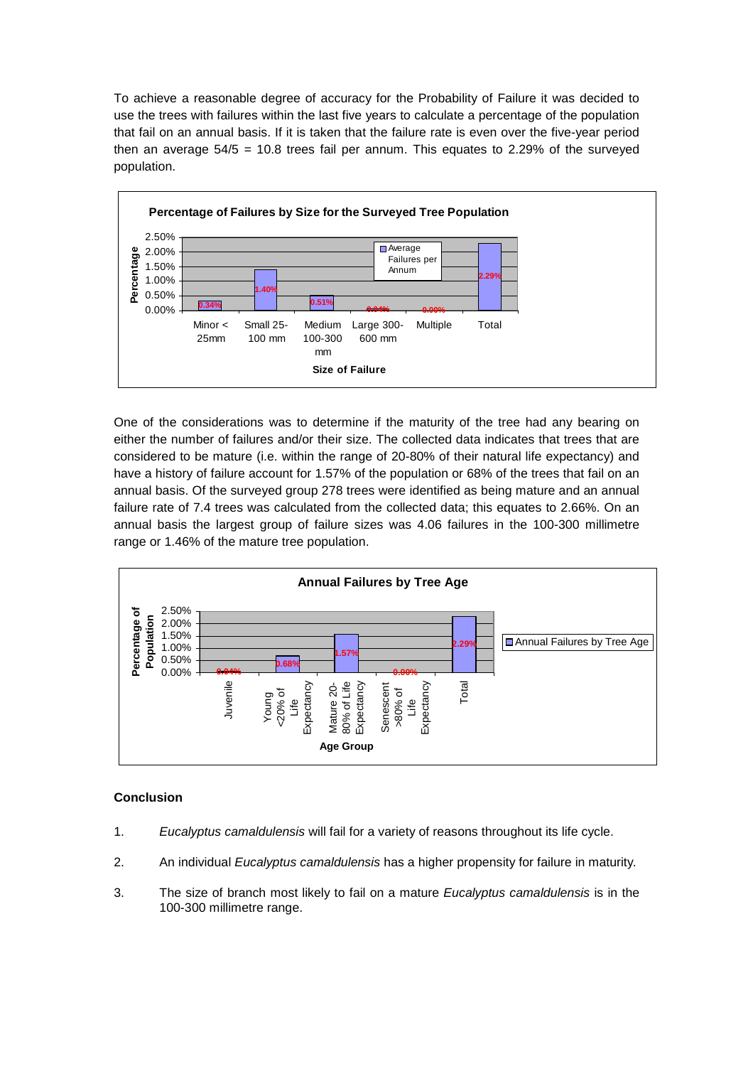To achieve a reasonable degree of accuracy for the Probability of Failure it was decided to use the trees with failures within the last five years to calculate a percentage of the population that fail on an annual basis. If it is taken that the failure rate is even over the five-year period then an average 54/5 = 10.8 trees fail per annum. This equates to 2.29% of the surveyed population.

**Percentage of Failures by Size for the Surveyed Tree Population**

| Size of Failure | Average Failures per Annum (Percentage) |
|---|---|
| Minor < 25mm | 0.34% |
| Small 25-100 mm | 1.40% |
| Medium 100-300 mm | 0.51% |
| Large 300-600 mm | 0.04% |
| Multiple | 0.00% |
| Total | 2.29% |

One of the considerations was to determine if the maturity of the tree had any bearing on either the number of failures and/or their size. The collected data indicates that trees that are considered to be mature (i.e. within the range of 20-80% of their natural life expectancy) and have a history of failure account for 1.57% of the population or 68% of the trees that fail on an annual basis. Of the surveyed group 278 trees were identified as being mature and an annual failure rate of 7.4 trees was calculated from the collected data; this equates to 2.66%. On an annual basis the largest group of failure sizes was 4.06 failures in the 100-300 millimetre range or 1.46% of the mature tree population.

**Annual Failures by Tree Age**

| Age Group | Annual Failures by Tree Age (Percentage of Population) |
|---|---|
| Juvenile | 0.04% |
| Young <20% of Life Expectancy | 0.68% |
| Mature 20-80% of Life Expectancy | 1.57% |
| Senescent >80% of Life Expectancy | 0.00% |
| Total | 2.29% |

### Conclusion

1. *Eucalyptus camaldulensis* will fail for a variety of reasons throughout its life cycle.

2. An individual *Eucalyptus camaldulensis* has a higher propensity for failure in maturity.

3. The size of branch most likely to fail on a mature *Eucalyptus camaldulensis* is in the 100-300 millimetre range.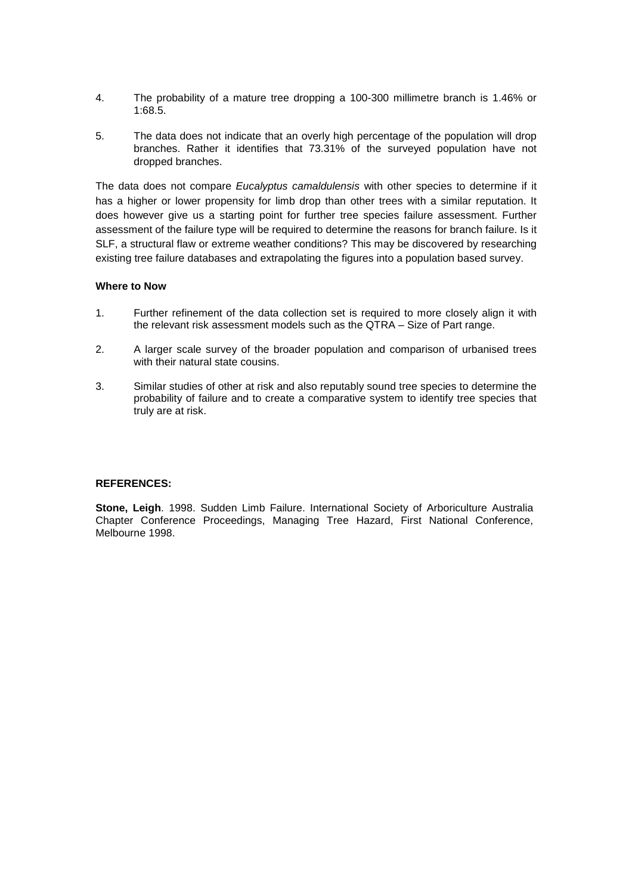4. The probability of a mature tree dropping a 100-300 millimetre branch is 1.46% or 1:68.5.

5. The data does not indicate that an overly high percentage of the population will drop branches. Rather it identifies that 73.31% of the surveyed population have not dropped branches.

The data does not compare *Eucalyptus camaldulensis* with other species to determine if it has a higher or lower propensity for limb drop than other trees with a similar reputation. It does however give us a starting point for further tree species failure assessment. Further assessment of the failure type will be required to determine the reasons for branch failure. Is it SLF, a structural flaw or extreme weather conditions? This may be discovered by researching existing tree failure databases and extrapolating the figures into a population based survey.

**Where to Now**

1. Further refinement of the data collection set is required to more closely align it with the relevant risk assessment models such as the QTRA – Size of Part range.

2. A larger scale survey of the broader population and comparison of urbanised trees with their natural state cousins.

3. Similar studies of other at risk and also reputably sound tree species to determine the probability of failure and to create a comparative system to identify tree species that truly are at risk.

**REFERENCES:**

**Stone, Leigh**. 1998. Sudden Limb Failure. International Society of Arboriculture Australia Chapter Conference Proceedings, Managing Tree Hazard, First National Conference, Melbourne 1998.